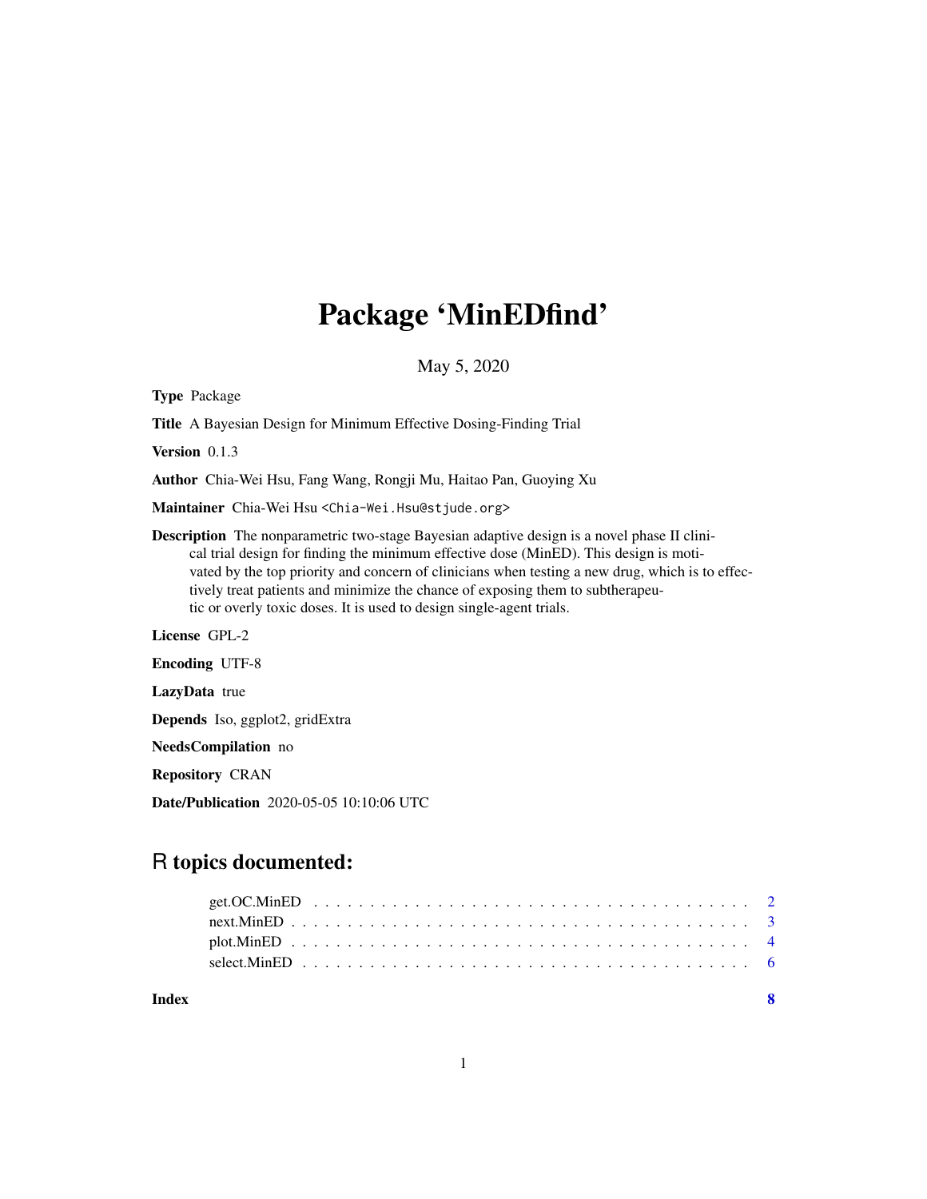# Package 'MinEDfind'

May 5, 2020

**Type** Package

**Title** A Bayesian Design for Minimum Effective Dosing-Finding Trial

**Version** 0.1.3

**Author** Chia-Wei Hsu, Fang Wang, Rongji Mu, Haitao Pan, Guoying Xu

**Maintainer** Chia-Wei Hsu <Chia-Wei.Hsu@stjude.org>

**Description** The nonparametric two-stage Bayesian adaptive design is a novel phase II clinical trial design for finding the minimum effective dose (MinED). This design is motivated by the top priority and concern of clinicians when testing a new drug, which is to effectively treat patients and minimize the chance of exposing them to subtherapeutic or overly toxic doses. It is used to design single-agent trials.

**License** GPL-2

**Encoding** UTF-8

**LazyData** true

**Depends** Iso, ggplot2, gridExtra

**NeedsCompilation** no

**Repository** CRAN

**Date/Publication** 2020-05-05 10:10:06 UTC

## R topics documented:

- get.OC.MinED . . . . . . . . . . . . . . . . . . . . . . . . . . . . . . . . . . . . . . 2
- next.MinED . . . . . . . . . . . . . . . . . . . . . . . . . . . . . . . . . . . . . . . . 3
- plot.MinED . . . . . . . . . . . . . . . . . . . . . . . . . . . . . . . . . . . . . . . . 4
- select.MinED . . . . . . . . . . . . . . . . . . . . . . . . . . . . . . . . . . . . . . . 6

**Index** 8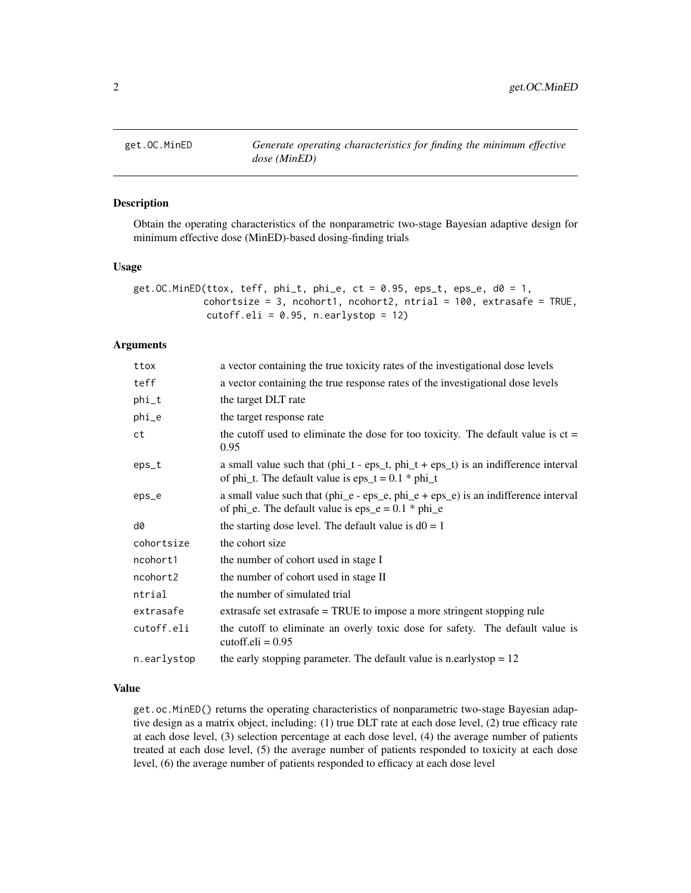get.OC.MinED — *Generate operating characteristics for finding the minimum effective dose (MinED)*

### Description

Obtain the operating characteristics of the nonparametric two-stage Bayesian adaptive design for minimum effective dose (MinED)-based dosing-finding trials

### Usage

```
get.OC.MinED(ttox, teff, phi_t, phi_e, ct = 0.95, eps_t, eps_e, d0 = 1,
            cohortsize = 3, ncohort1, ncohort2, ntrial = 100, extrasafe = TRUE,
             cutoff.eli = 0.95, n.earlystop = 12)
```

### Arguments

| | |
|---|---|
| ttox | a vector containing the true toxicity rates of the investigational dose levels |
| teff | a vector containing the true response rates of the investigational dose levels |
| phi_t | the target DLT rate |
| phi_e | the target response rate |
| ct | the cutoff used to eliminate the dose for too toxicity. The default value is ct = 0.95 |
| eps_t | a small value such that (phi_t - eps_t, phi_t + eps_t) is an indifference interval of phi_t. The default value is eps_t = 0.1 * phi_t |
| eps_e | a small value such that (phi_e - eps_e, phi_e + eps_e) is an indifference interval of phi_e. The default value is eps_e = 0.1 * phi_e |
| d0 | the starting dose level. The default value is d0 = 1 |
| cohortsize | the cohort size |
| ncohort1 | the number of cohort used in stage I |
| ncohort2 | the number of cohort used in stage II |
| ntrial | the number of simulated trial |
| extrasafe | extrasafe set extrasafe = TRUE to impose a more stringent stopping rule |
| cutoff.eli | the cutoff to eliminate an overly toxic dose for safety. The default value is cutoff.eli = 0.95 |
| n.earlystop | the early stopping parameter. The default value is n.earlystop = 12 |

### Value

get.oc.MinED() returns the operating characteristics of nonparametric two-stage Bayesian adaptive design as a matrix object, including: (1) true DLT rate at each dose level, (2) true efficacy rate at each dose level, (3) selection percentage at each dose level, (4) the average number of patients treated at each dose level, (5) the average number of patients responded to toxicity at each dose level, (6) the average number of patients responded to efficacy at each dose level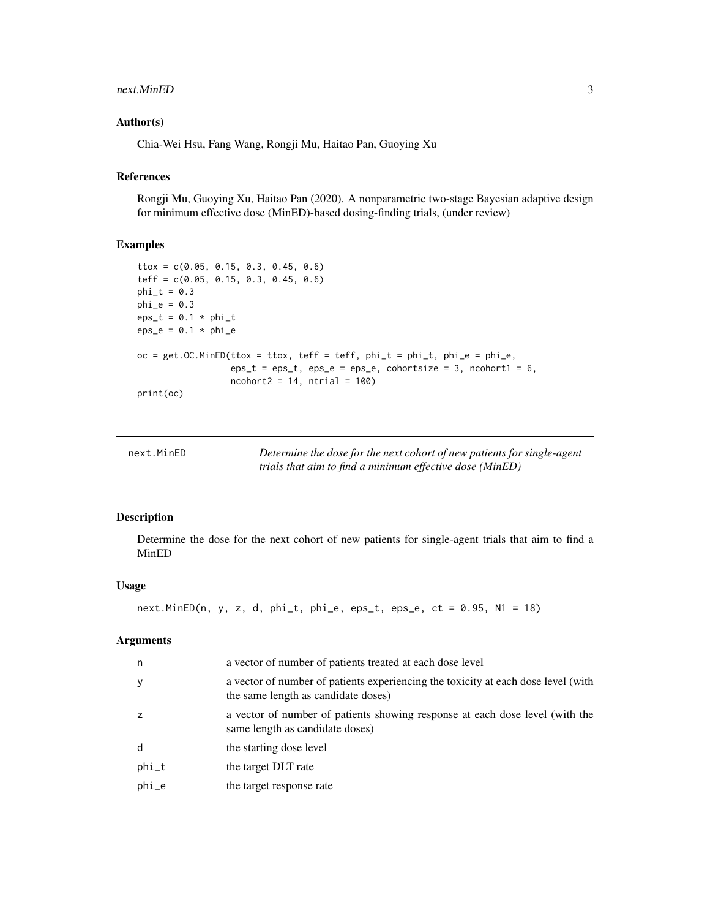## Author(s)

Chia-Wei Hsu, Fang Wang, Rongji Mu, Haitao Pan, Guoying Xu

## References

Rongji Mu, Guoying Xu, Haitao Pan (2020). A nonparametric two-stage Bayesian adaptive design for minimum effective dose (MinED)-based dosing-finding trials, (under review)

## Examples

```
ttox = c(0.05, 0.15, 0.3, 0.45, 0.6)
teff = c(0.05, 0.15, 0.3, 0.45, 0.6)
phi_t = 0.3
phi_e = 0.3
eps_t = 0.1 * phi_t
eps_e = 0.1 * phi_e

oc = get.OC.MinED(ttox = ttox, teff = teff, phi_t = phi_t, phi_e = phi_e,
                  eps_t = eps_t, eps_e = eps_e, cohortsize = 3, ncohort1 = 6,
                  ncohort2 = 14, ntrial = 100)
print(oc)
```

---

# next.MinED

*Determine the dose for the next cohort of new patients for single-agent trials that aim to find a minimum effective dose (MinED)*

## Description

Determine the dose for the next cohort of new patients for single-agent trials that aim to find a MinED

## Usage

```
next.MinED(n, y, z, d, phi_t, phi_e, eps_t, eps_e, ct = 0.95, N1 = 18)
```

## Arguments

| | |
|---|---|
| n | a vector of number of patients treated at each dose level |
| y | a vector of number of patients experiencing the toxicity at each dose level (with the same length as candidate doses) |
| z | a vector of number of patients showing response at each dose level (with the same length as candidate doses) |
| d | the starting dose level |
| phi_t | the target DLT rate |
| phi_e | the target response rate |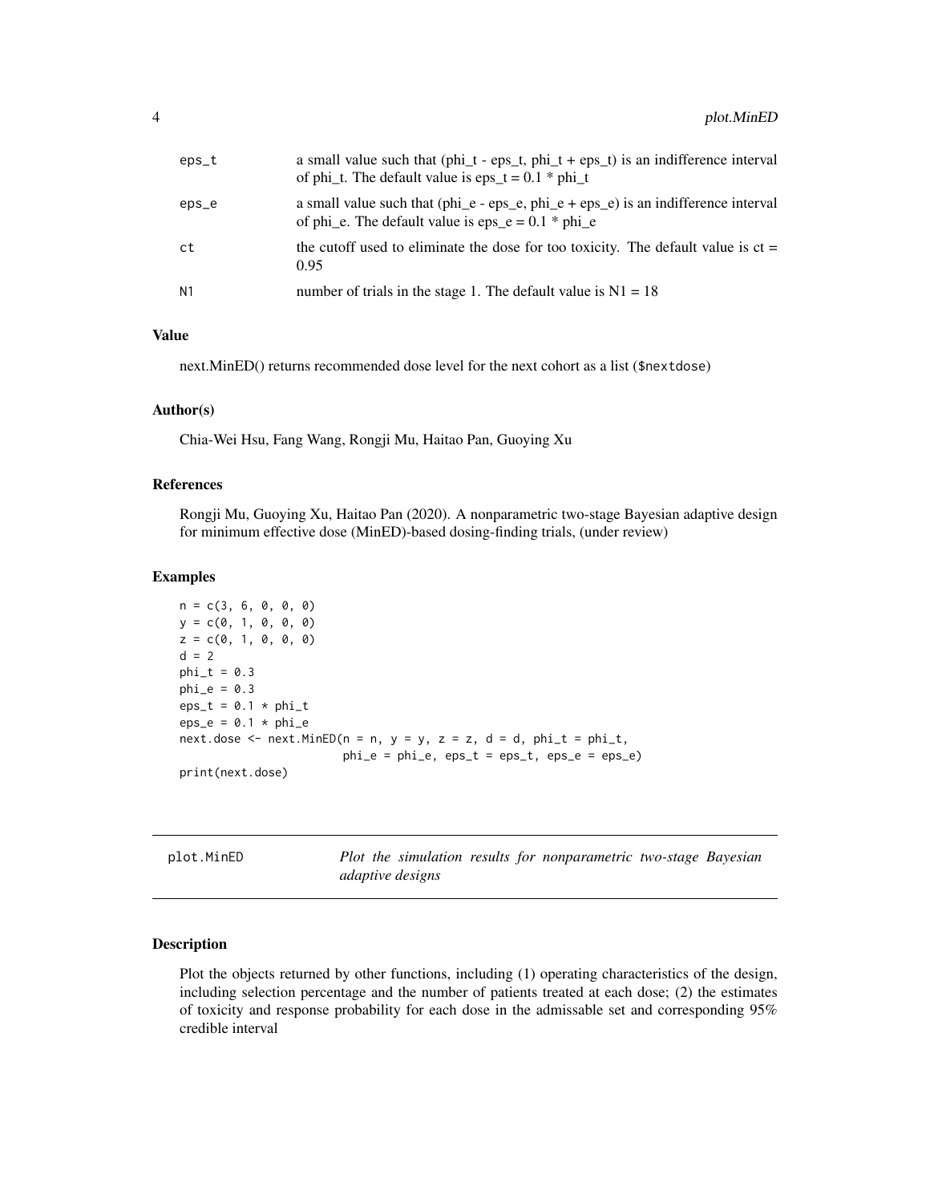| | |
|---|---|
| eps_t | a small value such that (phi_t - eps_t, phi_t + eps_t) is an indifference interval of phi_t. The default value is eps_t = 0.1 * phi_t |
| eps_e | a small value such that (phi_e - eps_e, phi_e + eps_e) is an indifference interval of phi_e. The default value is eps_e = 0.1 * phi_e |
| ct | the cutoff used to eliminate the dose for too toxicity. The default value is ct = 0.95 |
| N1 | number of trials in the stage 1. The default value is N1 = 18 |

### Value

next.MinED() returns recommended dose level for the next cohort as a list ($nextdose)

### Author(s)

Chia-Wei Hsu, Fang Wang, Rongji Mu, Haitao Pan, Guoying Xu

### References

Rongji Mu, Guoying Xu, Haitao Pan (2020). A nonparametric two-stage Bayesian adaptive design for minimum effective dose (MinED)-based dosing-finding trials, (under review)

### Examples

```
n = c(3, 6, 0, 0, 0)
y = c(0, 1, 0, 0, 0)
z = c(0, 1, 0, 0, 0)
d = 2
phi_t = 0.3
phi_e = 0.3
eps_t = 0.1 * phi_t
eps_e = 0.1 * phi_e
next.dose <- next.MinED(n = n, y = y, z = z, d = d, phi_t = phi_t,
                        phi_e = phi_e, eps_t = eps_t, eps_e = eps_e)
print(next.dose)
```

---

## plot.MinED *Plot the simulation results for nonparametric two-stage Bayesian adaptive designs*

---

### Description

Plot the objects returned by other functions, including (1) operating characteristics of the design, including selection percentage and the number of patients treated at each dose; (2) the estimates of toxicity and response probability for each dose in the admissable set and corresponding 95% credible interval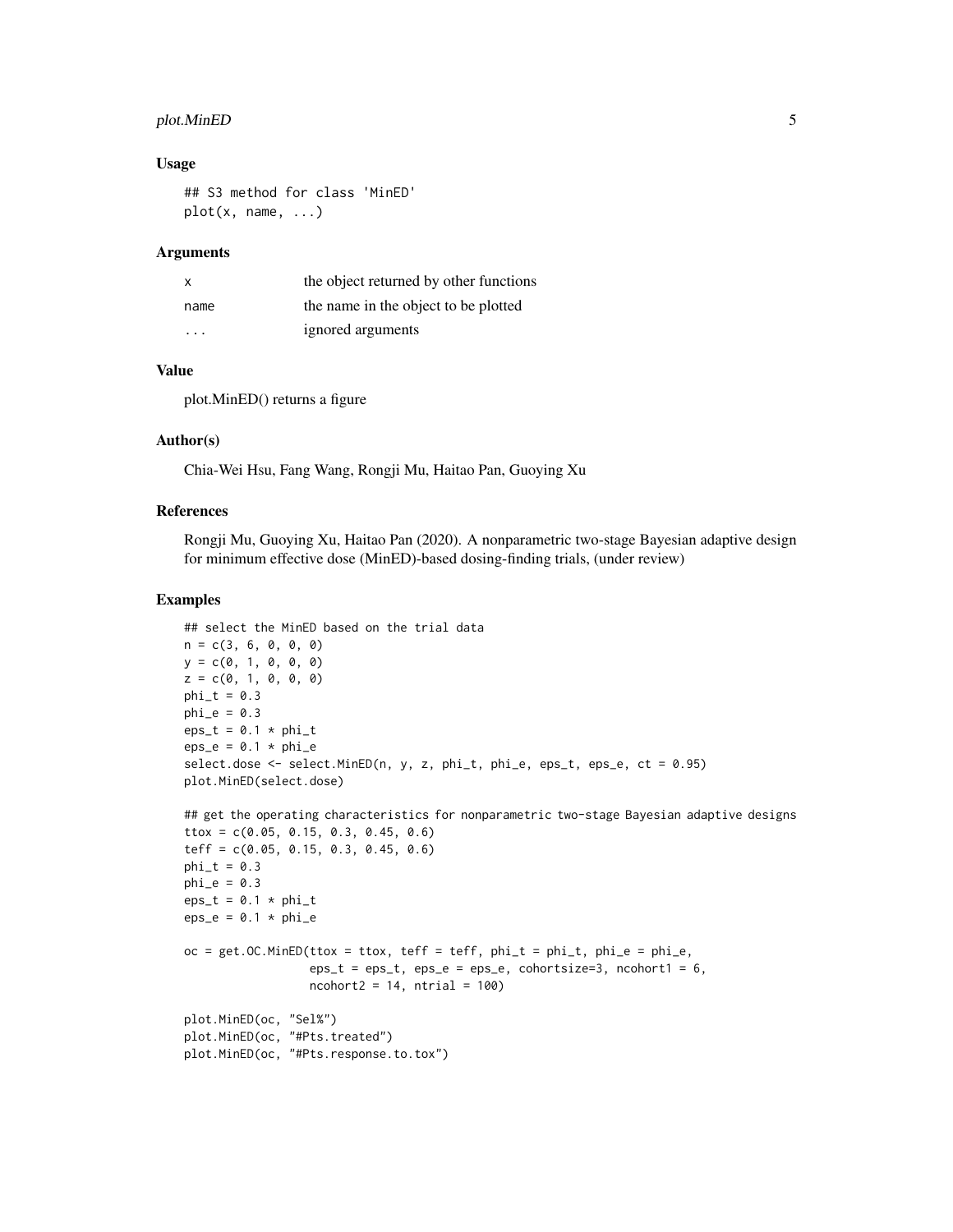### Usage

```
## S3 method for class 'MinED'
plot(x, name, ...)
```

### Arguments

| | |
|---|---|
| x | the object returned by other functions |
| name | the name in the object to be plotted |
| ... | ignored arguments |

### Value

plot.MinED() returns a figure

### Author(s)

Chia-Wei Hsu, Fang Wang, Rongji Mu, Haitao Pan, Guoying Xu

### References

Rongji Mu, Guoying Xu, Haitao Pan (2020). A nonparametric two-stage Bayesian adaptive design for minimum effective dose (MinED)-based dosing-finding trials, (under review)

### Examples

```
## select the MinED based on the trial data
n = c(3, 6, 0, 0, 0)
y = c(0, 1, 0, 0, 0)
z = c(0, 1, 0, 0, 0)
phi_t = 0.3
phi_e = 0.3
eps_t = 0.1 * phi_t
eps_e = 0.1 * phi_e
select.dose <- select.MinED(n, y, z, phi_t, phi_e, eps_t, eps_e, ct = 0.95)
plot.MinED(select.dose)

## get the operating characteristics for nonparametric two-stage Bayesian adaptive designs
ttox = c(0.05, 0.15, 0.3, 0.45, 0.6)
teff = c(0.05, 0.15, 0.3, 0.45, 0.6)
phi_t = 0.3
phi_e = 0.3
eps_t = 0.1 * phi_t
eps_e = 0.1 * phi_e

oc = get.OC.MinED(ttox = ttox, teff = teff, phi_t = phi_t, phi_e = phi_e,
                  eps_t = eps_t, eps_e = eps_e, cohortsize=3, ncohort1 = 6,
                  ncohort2 = 14, ntrial = 100)

plot.MinED(oc, "Sel%")
plot.MinED(oc, "#Pts.treated")
plot.MinED(oc, "#Pts.response.to.tox")
```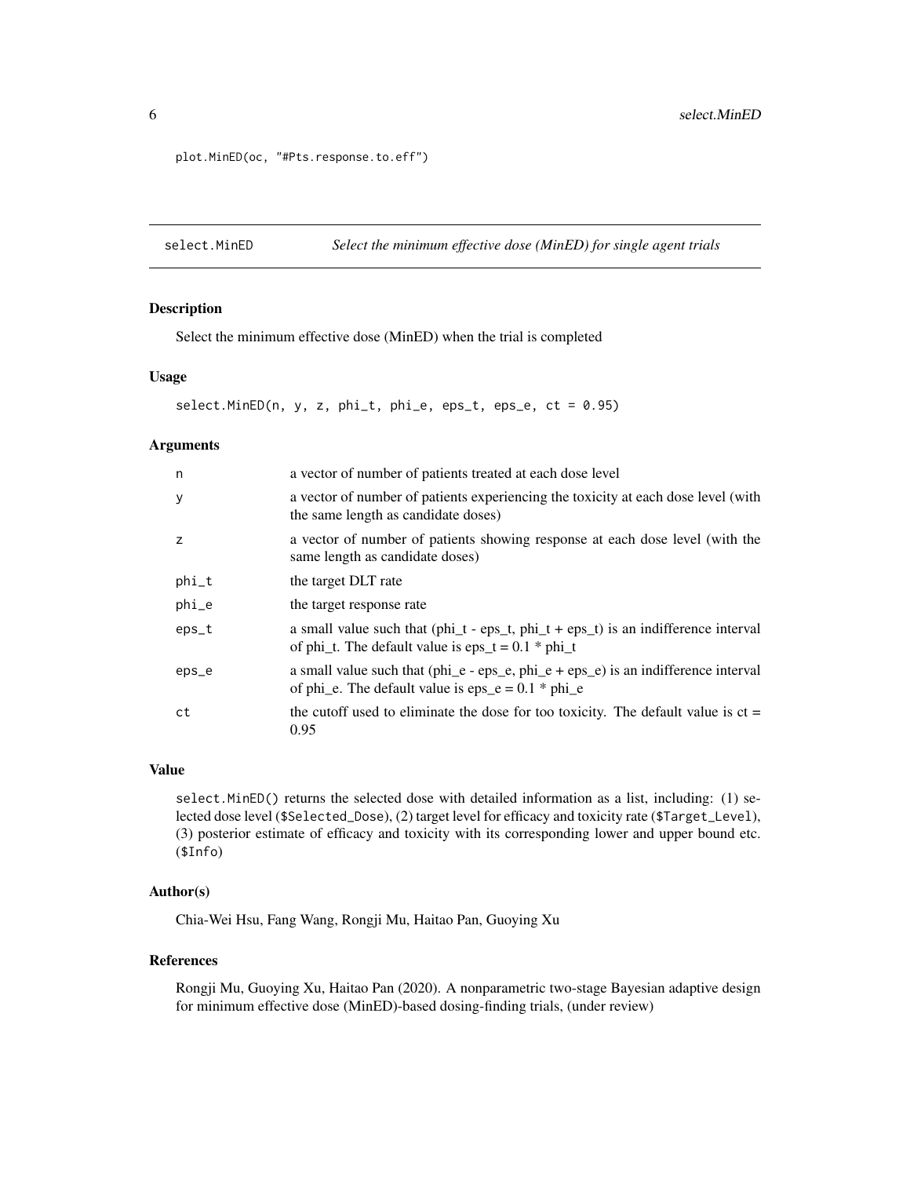```
plot.MinED(oc, "#Pts.response.to.eff")
```

## select.MinED *Select the minimum effective dose (MinED) for single agent trials*

### Description

Select the minimum effective dose (MinED) when the trial is completed

### Usage

```
select.MinED(n, y, z, phi_t, phi_e, eps_t, eps_e, ct = 0.95)
```

### Arguments

| | |
|---|---|
| n | a vector of number of patients treated at each dose level |
| y | a vector of number of patients experiencing the toxicity at each dose level (with the same length as candidate doses) |
| z | a vector of number of patients showing response at each dose level (with the same length as candidate doses) |
| phi_t | the target DLT rate |
| phi_e | the target response rate |
| eps_t | a small value such that (phi_t - eps_t, phi_t + eps_t) is an indifference interval of phi_t. The default value is eps_t = 0.1 * phi_t |
| eps_e | a small value such that (phi_e - eps_e, phi_e + eps_e) is an indifference interval of phi_e. The default value is eps_e = 0.1 * phi_e |
| ct | the cutoff used to eliminate the dose for too toxicity. The default value is ct = 0.95 |

### Value

select.MinED() returns the selected dose with detailed information as a list, including: (1) selected dose level ($Selected_Dose), (2) target level for efficacy and toxicity rate ($Target_Level), (3) posterior estimate of efficacy and toxicity with its corresponding lower and upper bound etc. ($Info)

### Author(s)

Chia-Wei Hsu, Fang Wang, Rongji Mu, Haitao Pan, Guoying Xu

### References

Rongji Mu, Guoying Xu, Haitao Pan (2020). A nonparametric two-stage Bayesian adaptive design for minimum effective dose (MinED)-based dosing-finding trials, (under review)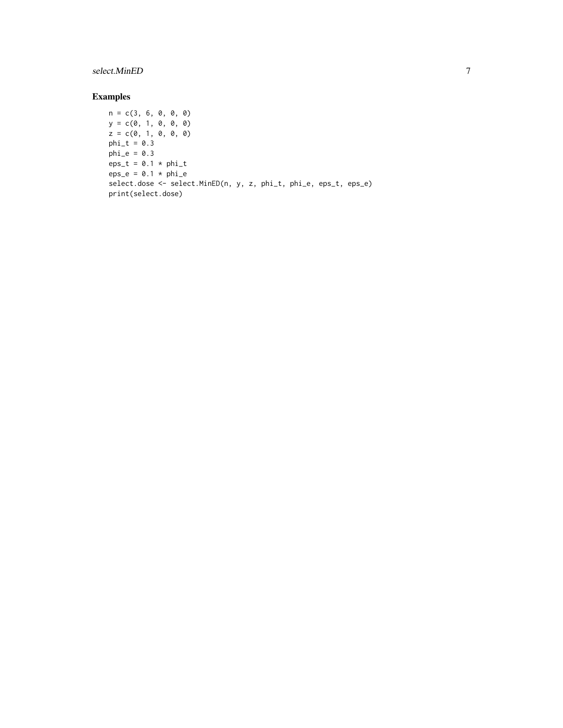## Examples

```
n = c(3, 6, 0, 0, 0)
y = c(0, 1, 0, 0, 0)
z = c(0, 1, 0, 0, 0)
phi_t = 0.3
phi_e = 0.3
eps_t = 0.1 * phi_t
eps_e = 0.1 * phi_e
select.dose <- select.MinED(n, y, z, phi_t, phi_e, eps_t, eps_e)
print(select.dose)
```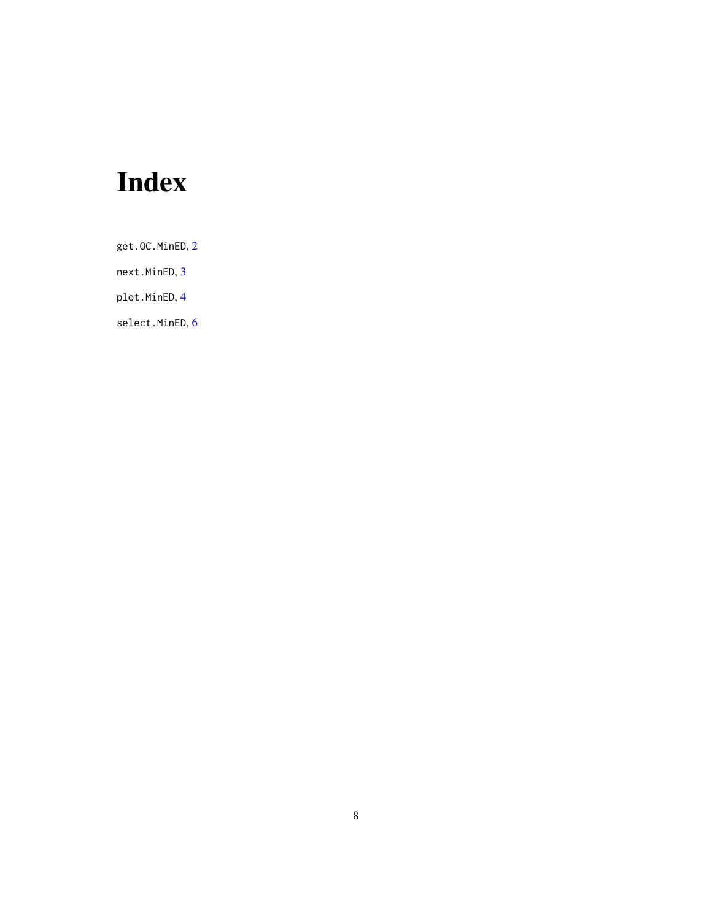# Index

get.OC.MinED, 2

next.MinED, 3

plot.MinED, 4

select.MinED, 6